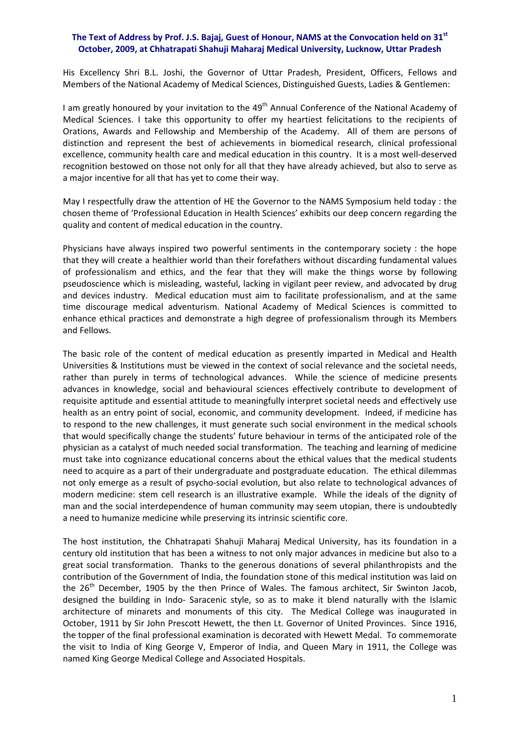**The Text of Address by Prof. J.S. Bajaj, Guest of Honour, NAMS at the Convocation held on 31st October, 2009, at Chhatrapati Shahuji Maharaj Medical University, Lucknow, Uttar Pradesh**

His Excellency Shri B.L. Joshi, the Governor of Uttar Pradesh, President, Officers, Fellows and Members of the National Academy of Medical Sciences, Distinguished Guests, Ladies & Gentlemen:

I am greatly honoured by your invitation to the 49th Annual Conference of the National Academy of Medical Sciences. I take this opportunity to offer my heartiest felicitations to the recipients of Orations, Awards and Fellowship and Membership of the Academy. All of them are persons of distinction and represent the best of achievements in biomedical research, clinical professional excellence, community health care and medical education in this country. It is a most well-deserved recognition bestowed on those not only for all that they have already achieved, but also to serve as a major incentive for all that has yet to come their way.

May I respectfully draw the attention of HE the Governor to the NAMS Symposium held today : the chosen theme of 'Professional Education in Health Sciences' exhibits our deep concern regarding the quality and content of medical education in the country.

Physicians have always inspired two powerful sentiments in the contemporary society : the hope that they will create a healthier world than their forefathers without discarding fundamental values of professionalism and ethics, and the fear that they will make the things worse by following pseudoscience which is misleading, wasteful, lacking in vigilant peer review, and advocated by drug and devices industry. Medical education must aim to facilitate professionalism, and at the same time discourage medical adventurism. National Academy of Medical Sciences is committed to enhance ethical practices and demonstrate a high degree of professionalism through its Members and Fellows.

The basic role of the content of medical education as presently imparted in Medical and Health Universities & Institutions must be viewed in the context of social relevance and the societal needs, rather than purely in terms of technological advances. While the science of medicine presents advances in knowledge, social and behavioural sciences effectively contribute to development of requisite aptitude and essential attitude to meaningfully interpret societal needs and effectively use health as an entry point of social, economic, and community development. Indeed, if medicine has to respond to the new challenges, it must generate such social environment in the medical schools that would specifically change the students' future behaviour in terms of the anticipated role of the physician as a catalyst of much needed social transformation. The teaching and learning of medicine must take into cognizance educational concerns about the ethical values that the medical students need to acquire as a part of their undergraduate and postgraduate education. The ethical dilemmas not only emerge as a result of psycho-social evolution, but also relate to technological advances of modern medicine: stem cell research is an illustrative example. While the ideals of the dignity of man and the social interdependence of human community may seem utopian, there is undoubtedly a need to humanize medicine while preserving its intrinsic scientific core.

The host institution, the Chhatrapati Shahuji Maharaj Medical University, has its foundation in a century old institution that has been a witness to not only major advances in medicine but also to a great social transformation. Thanks to the generous donations of several philanthropists and the contribution of the Government of India, the foundation stone of this medical institution was laid on the 26th December, 1905 by the then Prince of Wales. The famous architect, Sir Swinton Jacob, designed the building in Indo- Saracenic style, so as to make it blend naturally with the Islamic architecture of minarets and monuments of this city. The Medical College was inaugurated in October, 1911 by Sir John Prescott Hewett, the then Lt. Governor of United Provinces. Since 1916, the topper of the final professional examination is decorated with Hewett Medal. To commemorate the visit to India of King George V, Emperor of India, and Queen Mary in 1911, the College was named King George Medical College and Associated Hospitals.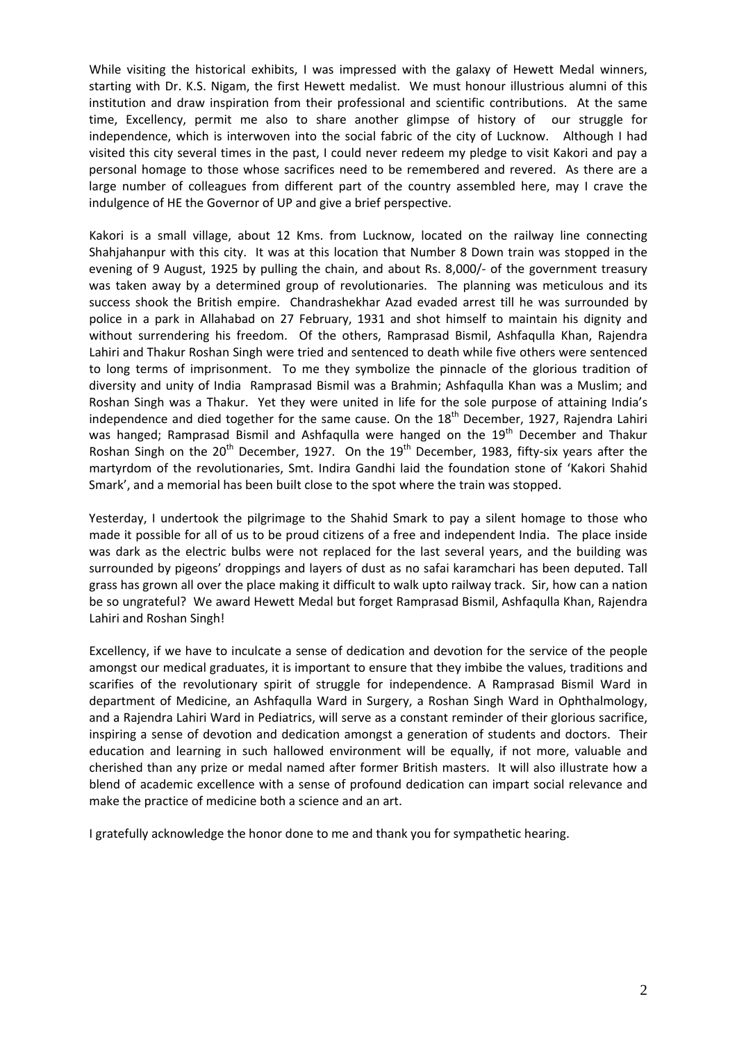While visiting the historical exhibits, I was impressed with the galaxy of Hewett Medal winners, starting with Dr. K.S. Nigam, the first Hewett medalist. We must honour illustrious alumni of this institution and draw inspiration from their professional and scientific contributions. At the same time, Excellency, permit me also to share another glimpse of history of our struggle for independence, which is interwoven into the social fabric of the city of Lucknow. Although I had visited this city several times in the past, I could never redeem my pledge to visit Kakori and pay a personal homage to those whose sacrifices need to be remembered and revered. As there are a large number of colleagues from different part of the country assembled here, may I crave the indulgence of HE the Governor of UP and give a brief perspective.

Kakori is a small village, about 12 Kms. from Lucknow, located on the railway line connecting Shahjahanpur with this city. It was at this location that Number 8 Down train was stopped in the evening of 9 August, 1925 by pulling the chain, and about Rs. 8,000/- of the government treasury was taken away by a determined group of revolutionaries. The planning was meticulous and its success shook the British empire. Chandrashekhar Azad evaded arrest till he was surrounded by police in a park in Allahabad on 27 February, 1931 and shot himself to maintain his dignity and without surrendering his freedom. Of the others, Ramprasad Bismil, Ashfaqulla Khan, Rajendra Lahiri and Thakur Roshan Singh were tried and sentenced to death while five others were sentenced to long terms of imprisonment. To me they symbolize the pinnacle of the glorious tradition of diversity and unity of India Ramprasad Bismil was a Brahmin; Ashfaqulla Khan was a Muslim; and Roshan Singh was a Thakur. Yet they were united in life for the sole purpose of attaining India's independence and died together for the same cause. On the 18th December, 1927, Rajendra Lahiri was hanged; Ramprasad Bismil and Ashfaqulla were hanged on the 19th December and Thakur Roshan Singh on the 20th December, 1927. On the 19th December, 1983, fifty-six years after the martyrdom of the revolutionaries, Smt. Indira Gandhi laid the foundation stone of 'Kakori Shahid Smark', and a memorial has been built close to the spot where the train was stopped.

Yesterday, I undertook the pilgrimage to the Shahid Smark to pay a silent homage to those who made it possible for all of us to be proud citizens of a free and independent India. The place inside was dark as the electric bulbs were not replaced for the last several years, and the building was surrounded by pigeons' droppings and layers of dust as no safai karamchari has been deputed. Tall grass has grown all over the place making it difficult to walk upto railway track. Sir, how can a nation be so ungrateful? We award Hewett Medal but forget Ramprasad Bismil, Ashfaqulla Khan, Rajendra Lahiri and Roshan Singh!

Excellency, if we have to inculcate a sense of dedication and devotion for the service of the people amongst our medical graduates, it is important to ensure that they imbibe the values, traditions and scarifies of the revolutionary spirit of struggle for independence. A Ramprasad Bismil Ward in department of Medicine, an Ashfaqulla Ward in Surgery, a Roshan Singh Ward in Ophthalmology, and a Rajendra Lahiri Ward in Pediatrics, will serve as a constant reminder of their glorious sacrifice, inspiring a sense of devotion and dedication amongst a generation of students and doctors. Their education and learning in such hallowed environment will be equally, if not more, valuable and cherished than any prize or medal named after former British masters. It will also illustrate how a blend of academic excellence with a sense of profound dedication can impart social relevance and make the practice of medicine both a science and an art.

I gratefully acknowledge the honor done to me and thank you for sympathetic hearing.